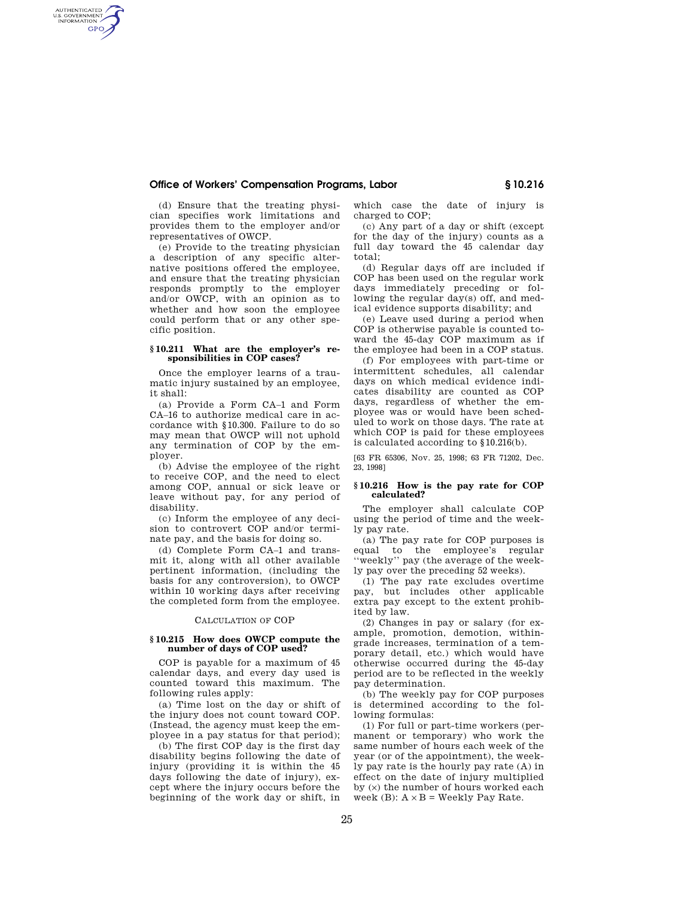(d) Ensure that the treating physician specifies work limitations and provides them to the employer and/or representatives of OWCP.

(e) Provide to the treating physician a description of any specific alternative positions offered the employee, and ensure that the treating physician responds promptly to the employer and/or OWCP, with an opinion as to whether and how soon the employee could perform that or any other specific position.

### § 10.211 What are the employer's responsibilities in COP cases?

Once the employer learns of a traumatic injury sustained by an employee, it shall:

(a) Provide a Form CA–1 and Form CA–16 to authorize medical care in accordance with §10.300. Failure to do so may mean that OWCP will not uphold any termination of COP by the employer.

(b) Advise the employee of the right to receive COP, and the need to elect among COP, annual or sick leave or leave without pay, for any period of disability.

(c) Inform the employee of any decision to controvert COP and/or terminate pay, and the basis for doing so.

(d) Complete Form CA–1 and transmit it, along with all other available pertinent information, (including the basis for any controversion), to OWCP within 10 working days after receiving the completed form from the employee.

## CALCULATION OF COP

### § 10.215 How does OWCP compute the number of days of COP used?

COP is payable for a maximum of 45 calendar days, and every day used is counted toward this maximum. The following rules apply:

(a) Time lost on the day or shift of the injury does not count toward COP. (Instead, the agency must keep the employee in a pay status for that period);

(b) The first COP day is the first day disability begins following the date of injury (providing it is within the 45 days following the date of injury), except where the injury occurs before the beginning of the work day or shift, in which case the date of injury is charged to COP;

(c) Any part of a day or shift (except for the day of the injury) counts as a full day toward the 45 calendar day total;

(d) Regular days off are included if COP has been used on the regular work days immediately preceding or following the regular day(s) off, and medical evidence supports disability; and

(e) Leave used during a period when COP is otherwise payable is counted toward the 45-day COP maximum as if the employee had been in a COP status.

(f) For employees with part-time or intermittent schedules, all calendar days on which medical evidence indicates disability are counted as COP days, regardless of whether the employee was or would have been scheduled to work on those days. The rate at which COP is paid for these employees is calculated according to §10.216(b).

[63 FR 65306, Nov. 25, 1998; 63 FR 71202, Dec. 23, 1998]

### § 10.216 How is the pay rate for COP calculated?

The employer shall calculate COP using the period of time and the weekly pay rate.

(a) The pay rate for COP purposes is equal to the employee's regular ''weekly'' pay (the average of the weekly pay over the preceding 52 weeks).

(1) The pay rate excludes overtime pay, but includes other applicable extra pay except to the extent prohibited by law.

(2) Changes in pay or salary (for example, promotion, demotion, within-grade increases, termination of a temporary detail, etc.) which would have otherwise occurred during the 45-day period are to be reflected in the weekly pay determination.

(b) The weekly pay for COP purposes is determined according to the following formulas:

(1) For full or part-time workers (permanent or temporary) who work the same number of hours each week of the year (or of the appointment), the weekly pay rate is the hourly pay rate (A) in effect on the date of injury multiplied by ($\times$) the number of hours worked each week (B): $A \times B$ = Weekly Pay Rate.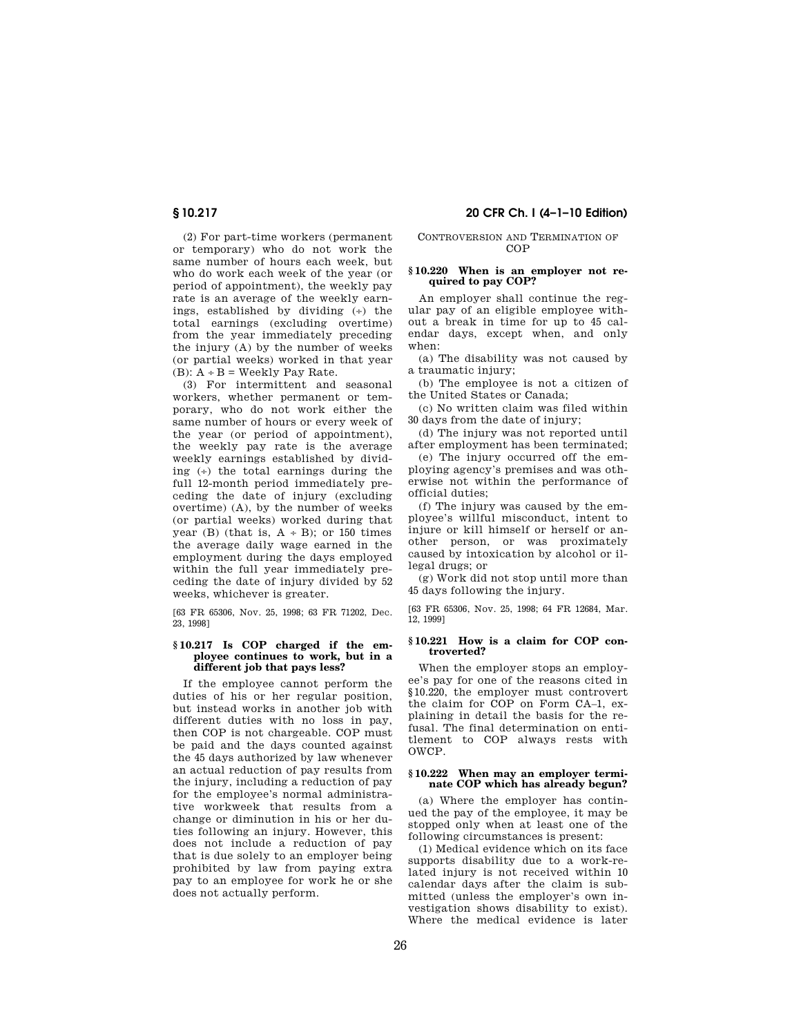(2) For part-time workers (permanent or temporary) who do not work the same number of hours each week, but who do work each week of the year (or period of appointment), the weekly pay rate is an average of the weekly earnings, established by dividing (÷) the total earnings (excluding overtime) from the year immediately preceding the injury (A) by the number of weeks (or partial weeks) worked in that year (B): A ÷ B = Weekly Pay Rate.

(3) For intermittent and seasonal workers, whether permanent or temporary, who do not work either the same number of hours or every week of the year (or period of appointment), the weekly pay rate is the average weekly earnings established by dividing (÷) the total earnings during the full 12-month period immediately preceding the date of injury (excluding overtime) (A), by the number of weeks (or partial weeks) worked during that year (B) (that is, A ÷ B); or 150 times the average daily wage earned in the employment during the days employed within the full year immediately preceding the date of injury divided by 52 weeks, whichever is greater.

[63 FR 65306, Nov. 25, 1998; 63 FR 71202, Dec. 23, 1998]

### § 10.217 Is COP charged if the employee continues to work, but in a different job that pays less?

If the employee cannot perform the duties of his or her regular position, but instead works in another job with different duties with no loss in pay, then COP is not chargeable. COP must be paid and the days counted against the 45 days authorized by law whenever an actual reduction of pay results from the injury, including a reduction of pay for the employee's normal administrative workweek that results from a change or diminution in his or her duties following an injury. However, this does not include a reduction of pay that is due solely to an employer being prohibited by law from paying extra pay to an employee for work he or she does not actually perform.

## Controversion and Termination of COP

### § 10.220 When is an employer not required to pay COP?

An employer shall continue the regular pay of an eligible employee without a break in time for up to 45 calendar days, except when, and only when:

(a) The disability was not caused by a traumatic injury;

(b) The employee is not a citizen of the United States or Canada;

(c) No written claim was filed within 30 days from the date of injury;

(d) The injury was not reported until after employment has been terminated;

(e) The injury occurred off the employing agency's premises and was otherwise not within the performance of official duties;

(f) The injury was caused by the employee's willful misconduct, intent to injure or kill himself or herself or another person, or was proximately caused by intoxication by alcohol or illegal drugs; or

(g) Work did not stop until more than 45 days following the injury.

[63 FR 65306, Nov. 25, 1998; 64 FR 12684, Mar. 12, 1999]

### § 10.221 How is a claim for COP controverted?

When the employer stops an employee's pay for one of the reasons cited in §10.220, the employer must controvert the claim for COP on Form CA–1, explaining in detail the basis for the refusal. The final determination on entitlement to COP always rests with OWCP.

### § 10.222 When may an employer terminate COP which has already begun?

(a) Where the employer has continued the pay of the employee, it may be stopped only when at least one of the following circumstances is present:

(1) Medical evidence which on its face supports disability due to a work-related injury is not received within 10 calendar days after the claim is submitted (unless the employer's own investigation shows disability to exist). Where the medical evidence is later